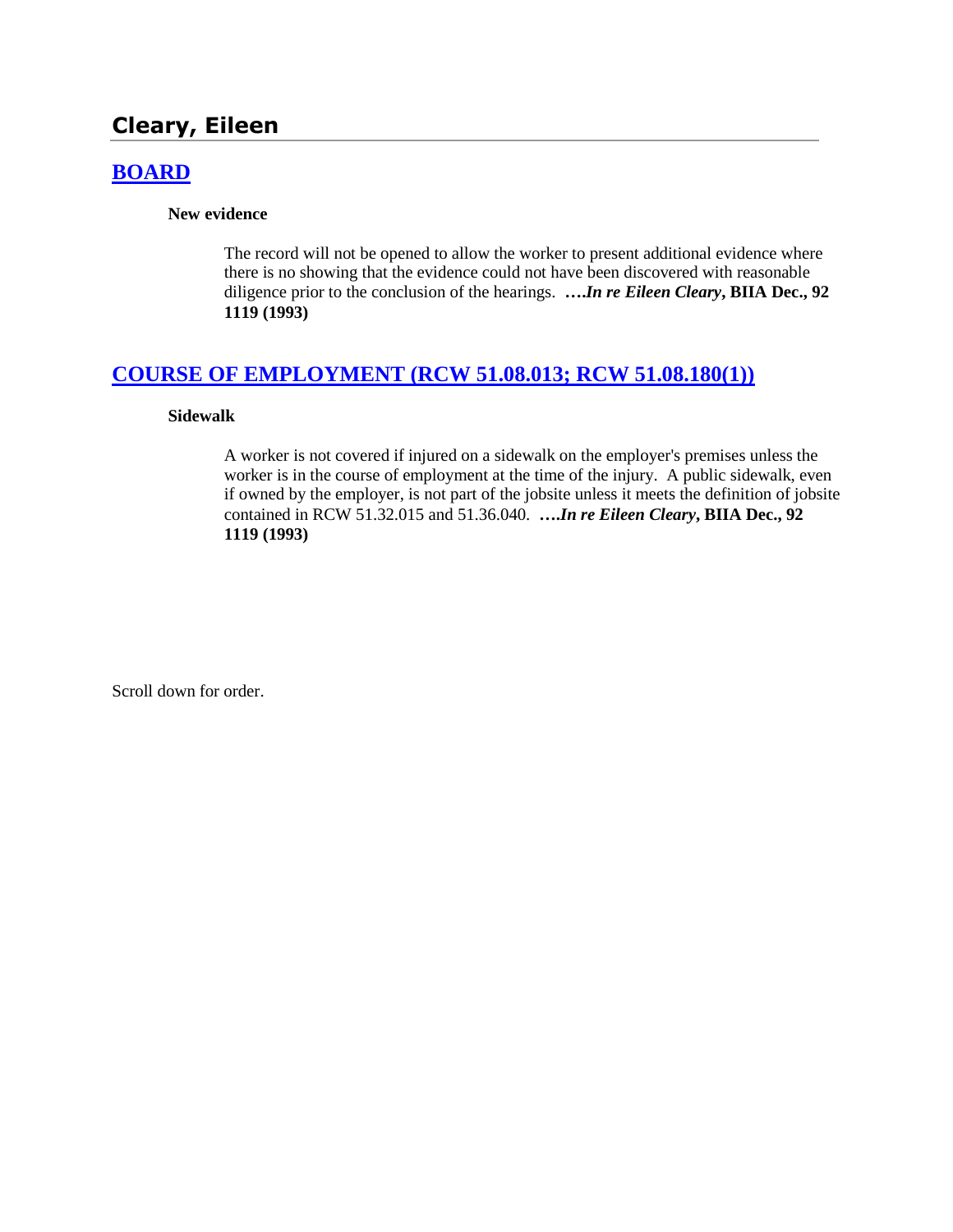# Cleary, Eileen

## BOARD

**New evidence**

The record will not be opened to allow the worker to present additional evidence where there is no showing that the evidence could not have been discovered with reasonable diligence prior to the conclusion of the hearings. **….*In re Eileen Cleary*, BIIA Dec., 92 1119 (1993)**

## COURSE OF EMPLOYMENT (RCW 51.08.013; RCW 51.08.180(1))

**Sidewalk**

A worker is not covered if injured on a sidewalk on the employer's premises unless the worker is in the course of employment at the time of the injury. A public sidewalk, even if owned by the employer, is not part of the jobsite unless it meets the definition of jobsite contained in RCW 51.32.015 and 51.36.040. **….*In re Eileen Cleary*, BIIA Dec., 92 1119 (1993)**

Scroll down for order.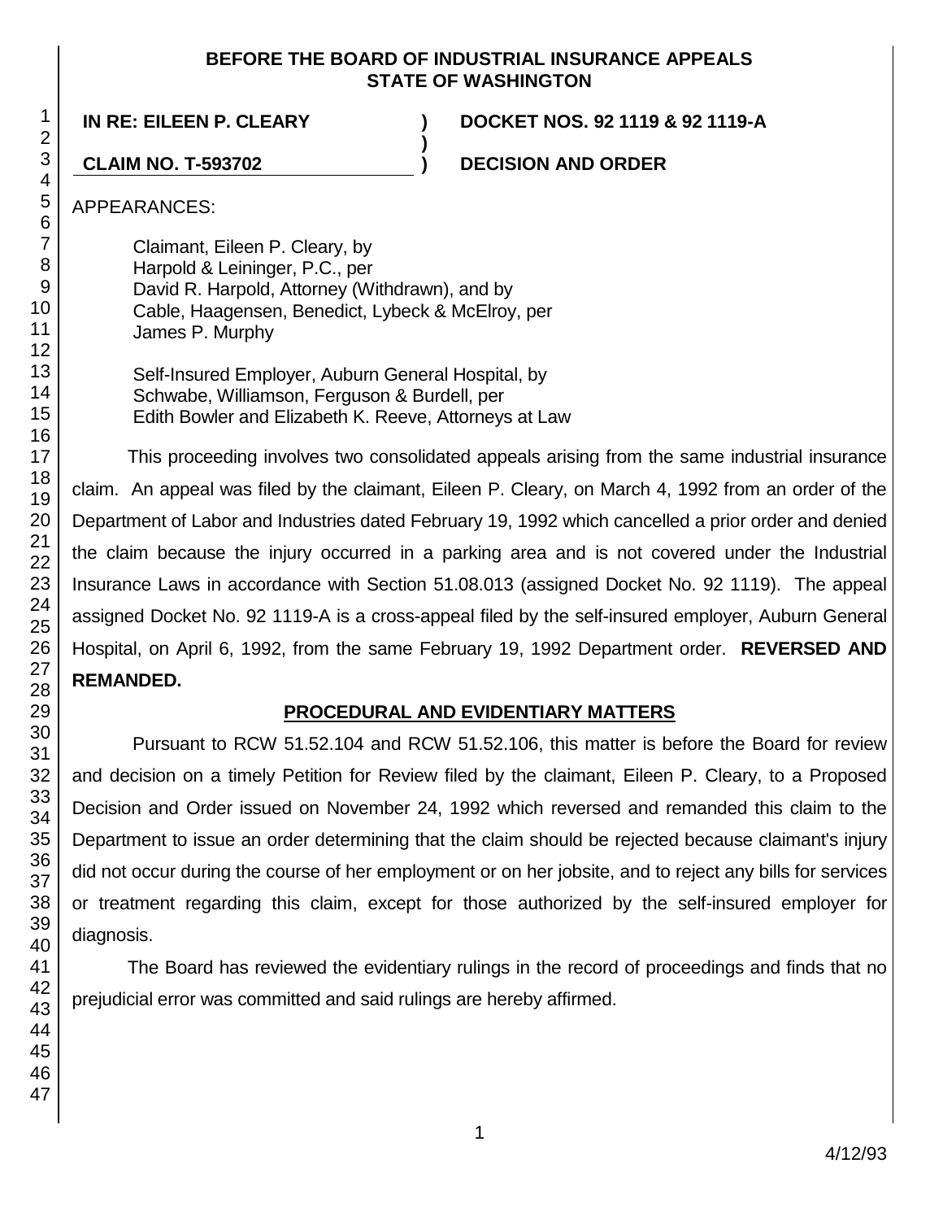**BEFORE THE BOARD OF INDUSTRIAL INSURANCE APPEALS**
**STATE OF WASHINGTON**

| | | |
|---|---|---|
| **IN RE: EILEEN P. CLEARY** | **)** | **DOCKET NOS. 92 1119 & 92 1119-A** |
| | **)** | |
| **CLAIM NO. T-593702** | **)** | **DECISION AND ORDER** |

APPEARANCES:

Claimant, Eileen P. Cleary, by
Harpold & Leininger, P.C., per
David R. Harpold, Attorney (Withdrawn), and by
Cable, Haagensen, Benedict, Lybeck & McElroy, per
James P. Murphy

Self-Insured Employer, Auburn General Hospital, by
Schwabe, Williamson, Ferguson & Burdell, per
Edith Bowler and Elizabeth K. Reeve, Attorneys at Law

This proceeding involves two consolidated appeals arising from the same industrial insurance claim. An appeal was filed by the claimant, Eileen P. Cleary, on March 4, 1992 from an order of the Department of Labor and Industries dated February 19, 1992 which cancelled a prior order and denied the claim because the injury occurred in a parking area and is not covered under the Industrial Insurance Laws in accordance with Section 51.08.013 (assigned Docket No. 92 1119). The appeal assigned Docket No. 92 1119-A is a cross-appeal filed by the self-insured employer, Auburn General Hospital, on April 6, 1992, from the same February 19, 1992 Department order. **REVERSED AND REMANDED.**

## PROCEDURAL AND EVIDENTIARY MATTERS

Pursuant to RCW 51.52.104 and RCW 51.52.106, this matter is before the Board for review and decision on a timely Petition for Review filed by the claimant, Eileen P. Cleary, to a Proposed Decision and Order issued on November 24, 1992 which reversed and remanded this claim to the Department to issue an order determining that the claim should be rejected because claimant's injury did not occur during the course of her employment or on her jobsite, and to reject any bills for services or treatment regarding this claim, except for those authorized by the self-insured employer for diagnosis.

The Board has reviewed the evidentiary rulings in the record of proceedings and finds that no prejudicial error was committed and said rulings are hereby affirmed.

4/12/93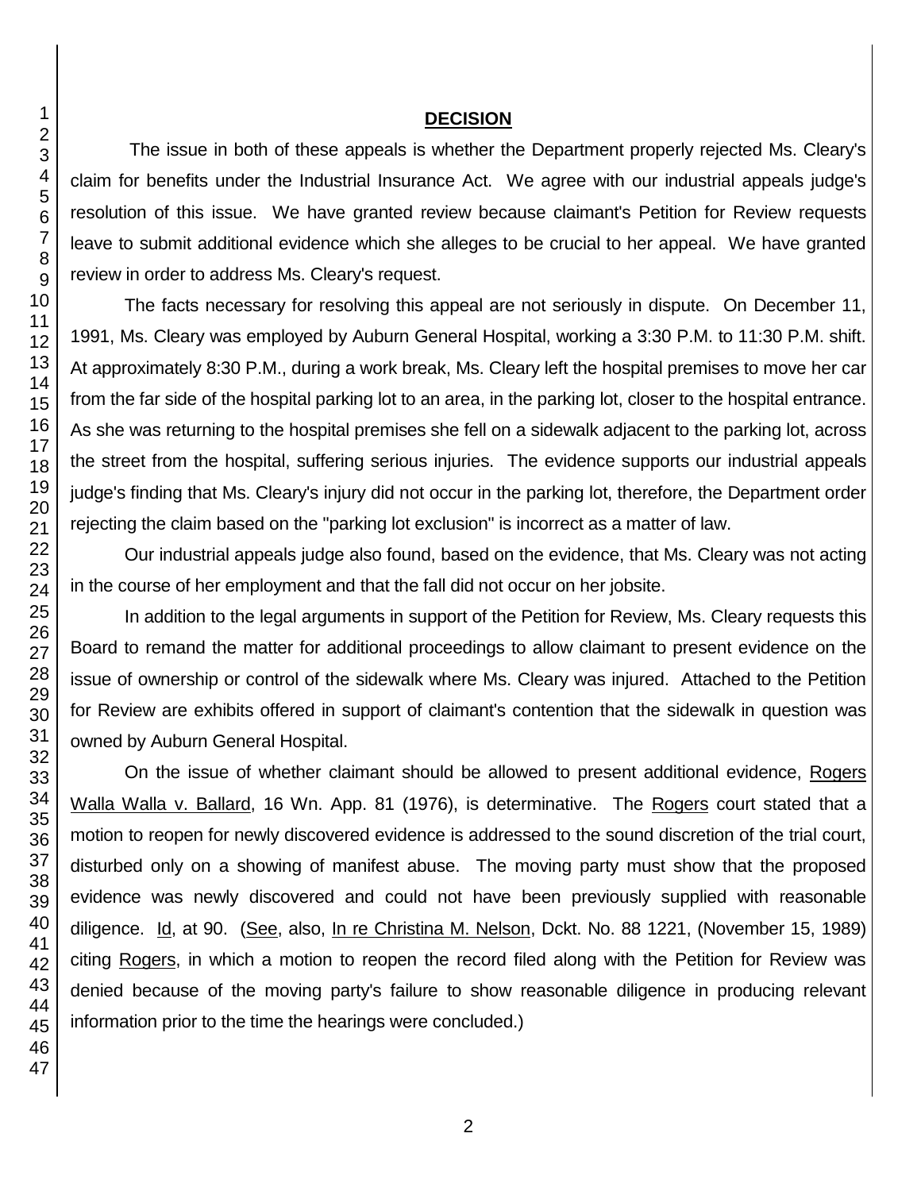## DECISION

The issue in both of these appeals is whether the Department properly rejected Ms. Cleary's claim for benefits under the Industrial Insurance Act. We agree with our industrial appeals judge's resolution of this issue. We have granted review because claimant's Petition for Review requests leave to submit additional evidence which she alleges to be crucial to her appeal. We have granted review in order to address Ms. Cleary's request.

The facts necessary for resolving this appeal are not seriously in dispute. On December 11, 1991, Ms. Cleary was employed by Auburn General Hospital, working a 3:30 P.M. to 11:30 P.M. shift. At approximately 8:30 P.M., during a work break, Ms. Cleary left the hospital premises to move her car from the far side of the hospital parking lot to an area, in the parking lot, closer to the hospital entrance. As she was returning to the hospital premises she fell on a sidewalk adjacent to the parking lot, across the street from the hospital, suffering serious injuries. The evidence supports our industrial appeals judge's finding that Ms. Cleary's injury did not occur in the parking lot, therefore, the Department order rejecting the claim based on the "parking lot exclusion" is incorrect as a matter of law.

Our industrial appeals judge also found, based on the evidence, that Ms. Cleary was not acting in the course of her employment and that the fall did not occur on her jobsite.

In addition to the legal arguments in support of the Petition for Review, Ms. Cleary requests this Board to remand the matter for additional proceedings to allow claimant to present evidence on the issue of ownership or control of the sidewalk where Ms. Cleary was injured. Attached to the Petition for Review are exhibits offered in support of claimant's contention that the sidewalk in question was owned by Auburn General Hospital.

On the issue of whether claimant should be allowed to present additional evidence, Rogers Walla Walla v. Ballard, 16 Wn. App. 81 (1976), is determinative. The Rogers court stated that a motion to reopen for newly discovered evidence is addressed to the sound discretion of the trial court, disturbed only on a showing of manifest abuse. The moving party must show that the proposed evidence was newly discovered and could not have been previously supplied with reasonable diligence. Id, at 90. (See, also, In re Christina M. Nelson, Dckt. No. 88 1221, (November 15, 1989) citing Rogers, in which a motion to reopen the record filed along with the Petition for Review was denied because of the moving party's failure to show reasonable diligence in producing relevant information prior to the time the hearings were concluded.)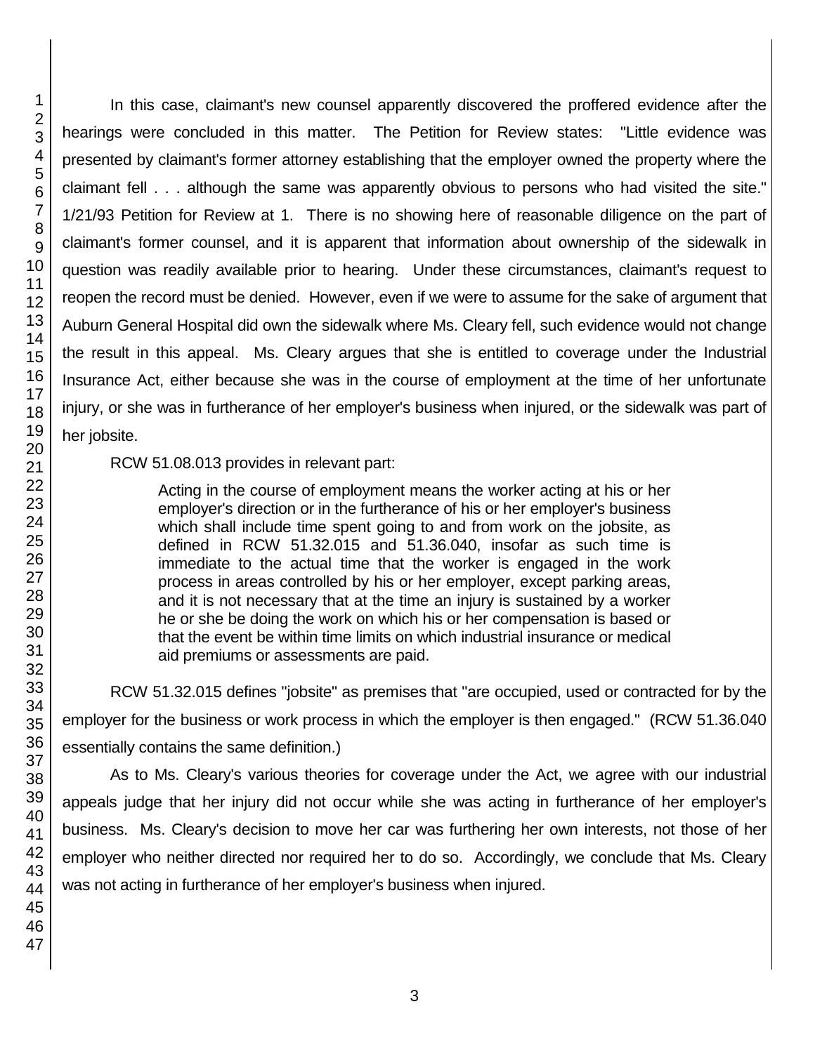In this case, claimant's new counsel apparently discovered the proffered evidence after the hearings were concluded in this matter. The Petition for Review states: "Little evidence was presented by claimant's former attorney establishing that the employer owned the property where the claimant fell . . . although the same was apparently obvious to persons who had visited the site." 1/21/93 Petition for Review at 1. There is no showing here of reasonable diligence on the part of claimant's former counsel, and it is apparent that information about ownership of the sidewalk in question was readily available prior to hearing. Under these circumstances, claimant's request to reopen the record must be denied. However, even if we were to assume for the sake of argument that Auburn General Hospital did own the sidewalk where Ms. Cleary fell, such evidence would not change the result in this appeal. Ms. Cleary argues that she is entitled to coverage under the Industrial Insurance Act, either because she was in the course of employment at the time of her unfortunate injury, or she was in furtherance of her employer's business when injured, or the sidewalk was part of her jobsite.

RCW 51.08.013 provides in relevant part:

> Acting in the course of employment means the worker acting at his or her employer's direction or in the furtherance of his or her employer's business which shall include time spent going to and from work on the jobsite, as defined in RCW 51.32.015 and 51.36.040, insofar as such time is immediate to the actual time that the worker is engaged in the work process in areas controlled by his or her employer, except parking areas, and it is not necessary that at the time an injury is sustained by a worker he or she be doing the work on which his or her compensation is based or that the event be within time limits on which industrial insurance or medical aid premiums or assessments are paid.

RCW 51.32.015 defines "jobsite" as premises that "are occupied, used or contracted for by the employer for the business or work process in which the employer is then engaged." (RCW 51.36.040 essentially contains the same definition.)

As to Ms. Cleary's various theories for coverage under the Act, we agree with our industrial appeals judge that her injury did not occur while she was acting in furtherance of her employer's business. Ms. Cleary's decision to move her car was furthering her own interests, not those of her employer who neither directed nor required her to do so. Accordingly, we conclude that Ms. Cleary was not acting in furtherance of her employer's business when injured.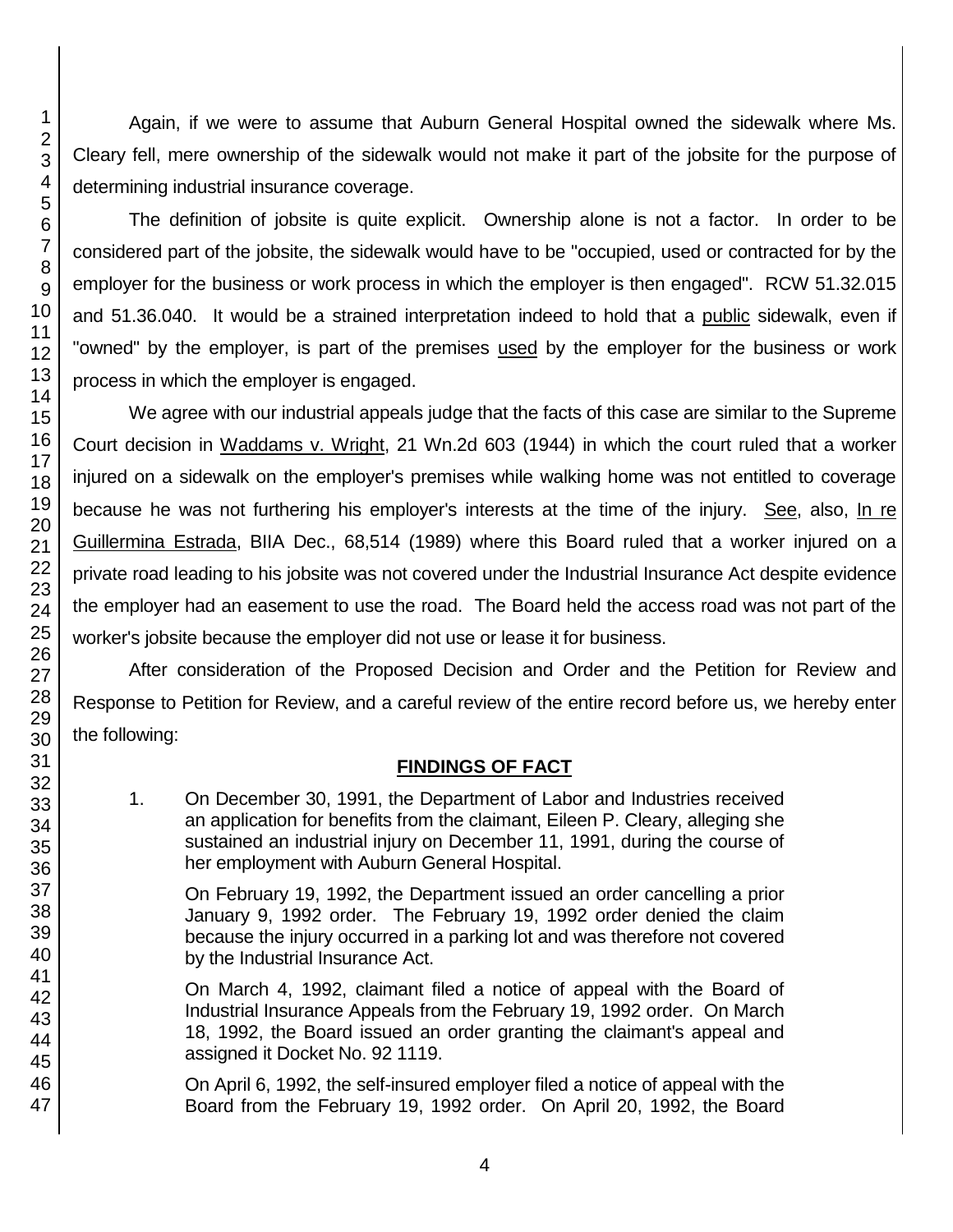Again, if we were to assume that Auburn General Hospital owned the sidewalk where Ms. Cleary fell, mere ownership of the sidewalk would not make it part of the jobsite for the purpose of determining industrial insurance coverage.

The definition of jobsite is quite explicit. Ownership alone is not a factor. In order to be considered part of the jobsite, the sidewalk would have to be "occupied, used or contracted for by the employer for the business or work process in which the employer is then engaged". RCW 51.32.015 and 51.36.040. It would be a strained interpretation indeed to hold that a public sidewalk, even if "owned" by the employer, is part of the premises used by the employer for the business or work process in which the employer is engaged.

We agree with our industrial appeals judge that the facts of this case are similar to the Supreme Court decision in Waddams v. Wright, 21 Wn.2d 603 (1944) in which the court ruled that a worker injured on a sidewalk on the employer's premises while walking home was not entitled to coverage because he was not furthering his employer's interests at the time of the injury. See, also, In re Guillermina Estrada, BIIA Dec., 68,514 (1989) where this Board ruled that a worker injured on a private road leading to his jobsite was not covered under the Industrial Insurance Act despite evidence the employer had an easement to use the road. The Board held the access road was not part of the worker's jobsite because the employer did not use or lease it for business.

After consideration of the Proposed Decision and Order and the Petition for Review and Response to Petition for Review, and a careful review of the entire record before us, we hereby enter the following:

## FINDINGS OF FACT

1. On December 30, 1991, the Department of Labor and Industries received an application for benefits from the claimant, Eileen P. Cleary, alleging she sustained an industrial injury on December 11, 1991, during the course of her employment with Auburn General Hospital.

   On February 19, 1992, the Department issued an order cancelling a prior January 9, 1992 order. The February 19, 1992 order denied the claim because the injury occurred in a parking lot and was therefore not covered by the Industrial Insurance Act.

   On March 4, 1992, claimant filed a notice of appeal with the Board of Industrial Insurance Appeals from the February 19, 1992 order. On March 18, 1992, the Board issued an order granting the claimant's appeal and assigned it Docket No. 92 1119.

   On April 6, 1992, the self-insured employer filed a notice of appeal with the Board from the February 19, 1992 order. On April 20, 1992, the Board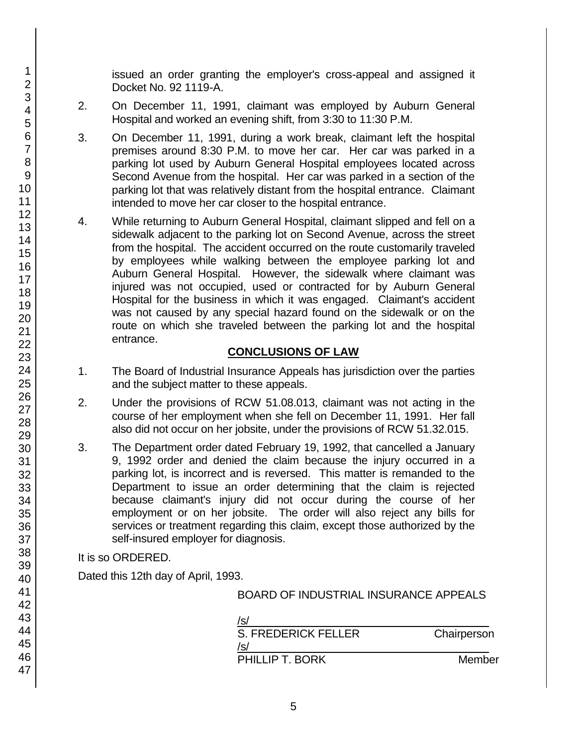issued an order granting the employer's cross-appeal and assigned it Docket No. 92 1119-A.

2. On December 11, 1991, claimant was employed by Auburn General Hospital and worked an evening shift, from 3:30 to 11:30 P.M.

3. On December 11, 1991, during a work break, claimant left the hospital premises around 8:30 P.M. to move her car. Her car was parked in a parking lot used by Auburn General Hospital employees located across Second Avenue from the hospital. Her car was parked in a section of the parking lot that was relatively distant from the hospital entrance. Claimant intended to move her car closer to the hospital entrance.

4. While returning to Auburn General Hospital, claimant slipped and fell on a sidewalk adjacent to the parking lot on Second Avenue, across the street from the hospital. The accident occurred on the route customarily traveled by employees while walking between the employee parking lot and Auburn General Hospital. However, the sidewalk where claimant was injured was not occupied, used or contracted for by Auburn General Hospital for the business in which it was engaged. Claimant's accident was not caused by any special hazard found on the sidewalk or on the route on which she traveled between the parking lot and the hospital entrance.

## CONCLUSIONS OF LAW

1. The Board of Industrial Insurance Appeals has jurisdiction over the parties and the subject matter to these appeals.

2. Under the provisions of RCW 51.08.013, claimant was not acting in the course of her employment when she fell on December 11, 1991. Her fall also did not occur on her jobsite, under the provisions of RCW 51.32.015.

3. The Department order dated February 19, 1992, that cancelled a January 9, 1992 order and denied the claim because the injury occurred in a parking lot, is incorrect and is reversed. This matter is remanded to the Department to issue an order determining that the claim is rejected because claimant's injury did not occur during the course of her employment or on her jobsite. The order will also reject any bills for services or treatment regarding this claim, except those authorized by the self-insured employer for diagnosis.

It is so ORDERED.

Dated this 12th day of April, 1993.

BOARD OF INDUSTRIAL INSURANCE APPEALS

/s/
S. FREDERICK FELLER Chairperson

/s/
PHILLIP T. BORK Member